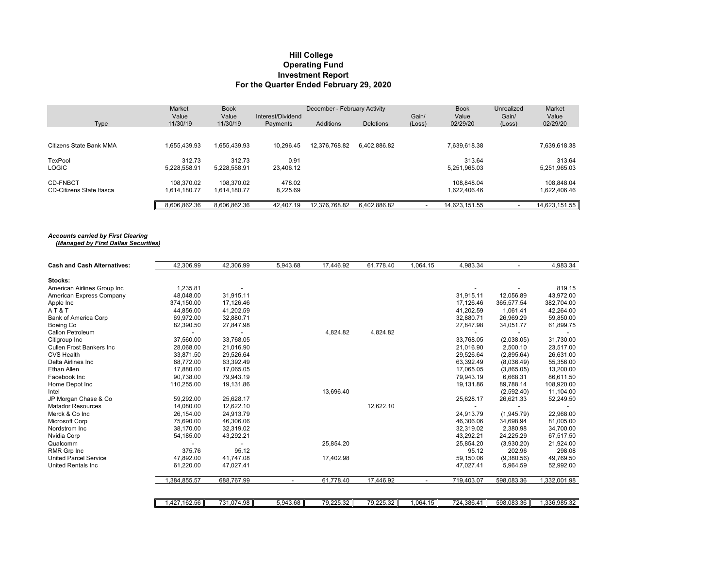# Hill College
## Operating Fund
## Investment Report
## For the Quarter Ended February 29, 2020

| Type | Market Value 11/30/19 | Book Value 11/30/19 | Interest/Dividend Payments | December - February Activity Additions | Deletions | Gain/ (Loss) | Book Value 02/29/20 | Unrealized Gain/ (Loss) | Market Value 02/29/20 |
|---|---|---|---|---|---|---|---|---|---|
| Citizens State Bank MMA | 1,655,439.93 | 1,655,439.93 | 10,296.45 | 12,376,768.82 | 6,402,886.82 | | 7,639,618.38 | | 7,639,618.38 |
| TexPool | 312.73 | 312.73 | 0.91 | | | | 313.64 | | 313.64 |
| LOGIC | 5,228,558.91 | 5,228,558.91 | 23,406.12 | | | | 5,251,965.03 | | 5,251,965.03 |
| CD-FNBCT | 108,370.02 | 108,370.02 | 478.02 | | | | 108,848.04 | | 108,848.04 |
| CD-Citizens State Itasca | 1,614,180.77 | 1,614,180.77 | 8,225.69 | | | | 1,622,406.46 | | 1,622,406.46 |
| | 8,606,862.36 | 8,606,862.36 | 42,407.19 | 12,376,768.82 | 6,402,886.82 | - | 14,623,151.55 | - | 14,623,151.55 |

***Accounts carried by First Clearing***
***(Managed by First Dallas Securities)***

| Type | Market Value 11/30/19 | Book Value 11/30/19 | Interest/Dividend Payments | Additions | Deletions | Gain/ (Loss) | Book Value 02/29/20 | Unrealized Gain/ (Loss) | Market Value 02/29/20 |
|---|---|---|---|---|---|---|---|---|---|
| **Cash and Cash Alternatives:** | 42,306.99 | 42,306.99 | 5,943.68 | 17,446.92 | 61,778.40 | 1,064.15 | 4,983.34 | - | 4,983.34 |
| **Stocks:** | | | | | | | | | |
| American Airlines Group Inc | 1,235.81 | - | | | | | - | - | 819.15 |
| American Express Company | 48,048.00 | 31,915.11 | | | | | 31,915.11 | 12,056.89 | 43,972.00 |
| Apple Inc | 374,150.00 | 17,126.46 | | | | | 17,126.46 | 365,577.54 | 382,704.00 |
| A T & T | 44,856.00 | 41,202.59 | | | | | 41,202.59 | 1,061.41 | 42,264.00 |
| Bank of America Corp | 69,972.00 | 32,880.71 | | | | | 32,880.71 | 26,969.29 | 59,850.00 |
| Boeing Co | 82,390.50 | 27,847.98 | | | | | 27,847.98 | 34,051.77 | 61,899.75 |
| Callon Petroleum | - | - | | 4,824.82 | 4,824.82 | | - | - | - |
| Citigroup Inc | 37,560.00 | 33,768.05 | | | | | 33,768.05 | (2,038.05) | 31,730.00 |
| Cullen Frost Bankers Inc | 28,068.00 | 21,016.90 | | | | | 21,016.90 | 2,500.10 | 23,517.00 |
| CVS Health | 33,871.50 | 29,526.64 | | | | | 29,526.64 | (2,895.64) | 26,631.00 |
| Delta Airlines Inc | 68,772.00 | 63,392.49 | | | | | 63,392.49 | (8,036.49) | 55,356.00 |
| Ethan Allen | 17,880.00 | 17,065.05 | | | | | 17,065.05 | (3,865.05) | 13,200.00 |
| Facebook Inc | 90,738.00 | 79,943.19 | | | | | 79,943.19 | 6,668.31 | 86,611.50 |
| Home Depot Inc | 110,255.00 | 19,131.86 | | | | | 19,131.86 | 89,788.14 | 108,920.00 |
| Intel | | | | 13,696.40 | | | | (2,592.40) | 11,104.00 |
| JP Morgan Chase & Co | 59,292.00 | 25,628.17 | | | | | 25,628.17 | 26,621.33 | 52,249.50 |
| Matador Resources | 14,080.00 | 12,622.10 | | | 12,622.10 | | - | - | - |
| Merck & Co Inc | 26,154.00 | 24,913.79 | | | | | 24,913.79 | (1,945.79) | 22,968.00 |
| Microsoft Corp | 75,690.00 | 46,306.06 | | | | | 46,306.06 | 34,698.94 | 81,005.00 |
| Nordstrom Inc | 38,170.00 | 32,319.02 | | | | | 32,319.02 | 2,380.98 | 34,700.00 |
| Nvidia Corp | 54,185.00 | 43,292.21 | | | | | 43,292.21 | 24,225.29 | 67,517.50 |
| Qualcomm | - | - | | 25,854.20 | | | 25,854.20 | (3,930.20) | 21,924.00 |
| RMR Grp Inc | 375.76 | 95.12 | | | | | 95.12 | 202.96 | 298.08 |
| United Parcel Service | 47,892.00 | 41,747.08 | | 17,402.98 | | | 59,150.06 | (9,380.56) | 49,769.50 |
| United Rentals Inc | 61,220.00 | 47,027.41 | | | | | 47,027.41 | 5,964.59 | 52,992.00 |
| | 1,384,855.57 | 688,767.99 | - | 61,778.40 | 17,446.92 | - | 719,403.07 | 598,083.36 | 1,332,001.98 |
| | 1,427,162.56 | 731,074.98 | 5,943.68 | 79,225.32 | 79,225.32 | 1,064.15 | 724,386.41 | 598,083.36 | 1,336,985.32 |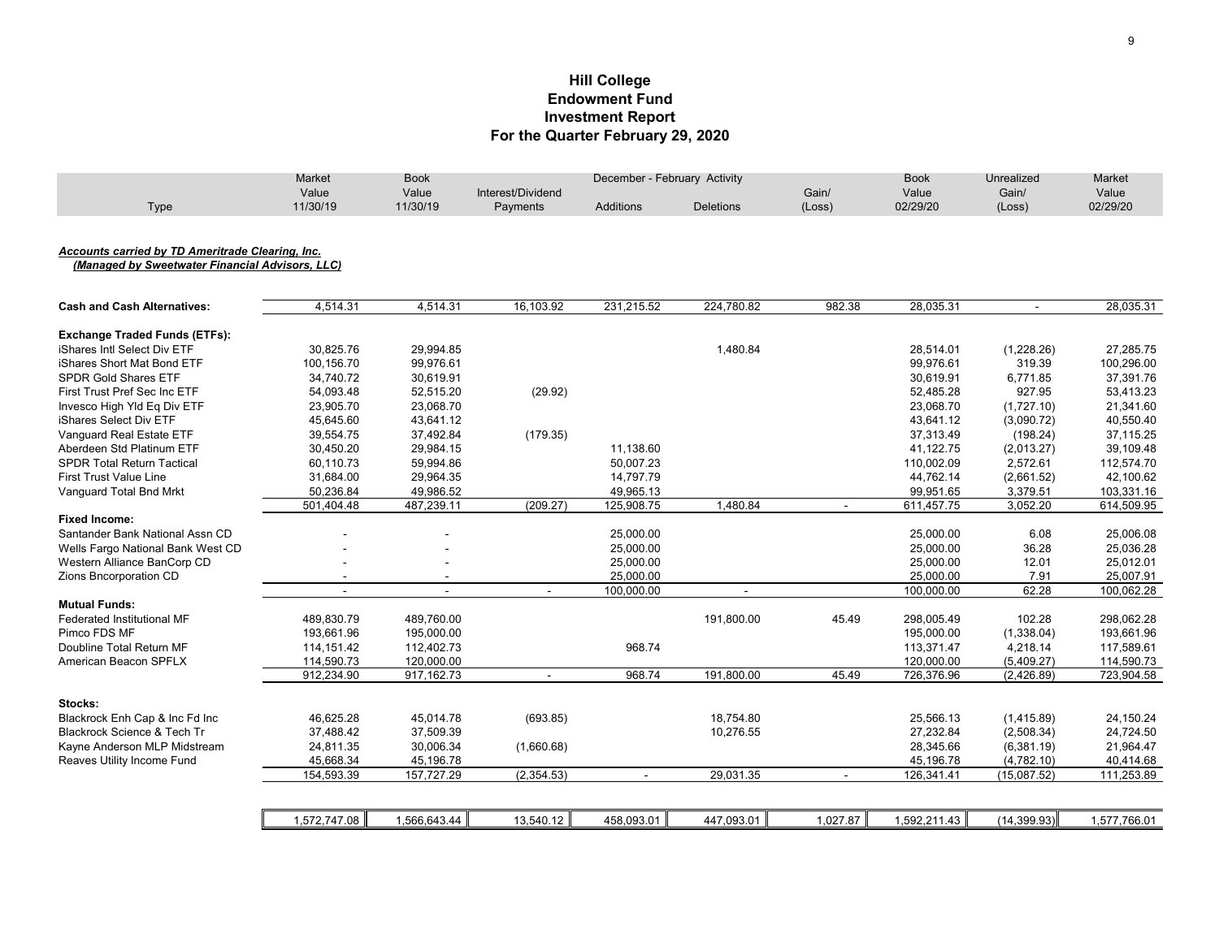# Hill College
## Endowment Fund
## Investment Report
## For the Quarter February 29, 2020

***Accounts carried by TD Ameritrade Clearing, Inc.***
***(Managed by Sweetwater Financial Advisors, LLC)***

| Type | Market Value 11/30/19 | Book Value 11/30/19 | Interest/Dividend Payments | December - February Activity Additions | Deletions | Gain/ (Loss) | Book Value 02/29/20 | Unrealized Gain/ (Loss) | Market Value 02/29/20 |
|---|---|---|---|---|---|---|---|---|---|
| **Cash and Cash Alternatives:** | 4,514.31 | 4,514.31 | 16,103.92 | 231,215.52 | 224,780.82 | 982.38 | 28,035.31 | - | 28,035.31 |
| **Exchange Traded Funds (ETFs):** | | | | | | | | | |
| iShares Intl Select Div ETF | 30,825.76 | 29,994.85 | | | 1,480.84 | | 28,514.01 | (1,228.26) | 27,285.75 |
| iShares Short Mat Bond ETF | 100,156.70 | 99,976.61 | | | | | 99,976.61 | 319.39 | 100,296.00 |
| SPDR Gold Shares ETF | 34,740.72 | 30,619.91 | | | | | 30,619.91 | 6,771.85 | 37,391.76 |
| First Trust Pref Sec Inc ETF | 54,093.48 | 52,515.20 | (29.92) | | | | 52,485.28 | 927.95 | 53,413.23 |
| Invesco High Yld Eq Div ETF | 23,905.70 | 23,068.70 | | | | | 23,068.70 | (1,727.10) | 21,341.60 |
| iShares Select Div ETF | 45,645.60 | 43,641.12 | | | | | 43,641.12 | (3,090.72) | 40,550.40 |
| Vanguard Real Estate ETF | 39,554.75 | 37,492.84 | (179.35) | | | | 37,313.49 | (198.24) | 37,115.25 |
| Aberdeen Std Platinum ETF | 30,450.20 | 29,984.15 | | 11,138.60 | | | 41,122.75 | (2,013.27) | 39,109.48 |
| SPDR Total Return Tactical | 60,110.73 | 59,994.86 | | 50,007.23 | | | 110,002.09 | 2,572.61 | 112,574.70 |
| First Trust Value Line | 31,684.00 | 29,964.35 | | 14,797.79 | | | 44,762.14 | (2,661.52) | 42,100.62 |
| Vanguard Total Bnd Mrkt | 50,236.84 | 49,986.52 | | 49,965.13 | | | 99,951.65 | 3,379.51 | 103,331.16 |
| | 501,404.48 | 487,239.11 | (209.27) | 125,908.75 | 1,480.84 | - | 611,457.75 | 3,052.20 | 614,509.95 |
| **Fixed Income:** | | | | | | | | | |
| Santander Bank National Assn CD | - | - | | 25,000.00 | | | 25,000.00 | 6.08 | 25,006.08 |
| Wells Fargo National Bank West CD | - | - | | 25,000.00 | | | 25,000.00 | 36.28 | 25,036.28 |
| Western Alliance BanCorp CD | - | - | | 25,000.00 | | | 25,000.00 | 12.01 | 25,012.01 |
| Zions Bncorporation CD | - | - | | 25,000.00 | | | 25,000.00 | 7.91 | 25,007.91 |
| | - | - | - | 100,000.00 | - | | 100,000.00 | 62.28 | 100,062.28 |
| **Mutual Funds:** | | | | | | | | | |
| Federated Institutional MF | 489,830.79 | 489,760.00 | | | 191,800.00 | 45.49 | 298,005.49 | 102.28 | 298,062.28 |
| Pimco FDS MF | 193,661.96 | 195,000.00 | | | | | 195,000.00 | (1,338.04) | 193,661.96 |
| Doubline Total Return MF | 114,151.42 | 112,402.73 | | 968.74 | | | 113,371.47 | 4,218.14 | 117,589.61 |
| American Beacon SPFLX | 114,590.73 | 120,000.00 | | | | | 120,000.00 | (5,409.27) | 114,590.73 |
| | 912,234.90 | 917,162.73 | - | 968.74 | 191,800.00 | 45.49 | 726,376.96 | (2,426.89) | 723,904.58 |
| **Stocks:** | | | | | | | | | |
| Blackrock Enh Cap & Inc Fd Inc | 46,625.28 | 45,014.78 | (693.85) | | 18,754.80 | | 25,566.13 | (1,415.89) | 24,150.24 |
| Blackrock Science & Tech Tr | 37,488.42 | 37,509.39 | | | 10,276.55 | | 27,232.84 | (2,508.34) | 24,724.50 |
| Kayne Anderson MLP Midstream | 24,811.35 | 30,006.34 | (1,660.68) | | | | 28,345.66 | (6,381.19) | 21,964.47 |
| Reaves Utility Income Fund | 45,668.34 | 45,196.78 | | | | | 45,196.78 | (4,782.10) | 40,414.68 |
| | 154,593.39 | 157,727.29 | (2,354.53) | - | 29,031.35 | - | 126,341.41 | (15,087.52) | 111,253.89 |
| | 1,572,747.08 | 1,566,643.44 | 13,540.12 | 458,093.01 | 447,093.01 | 1,027.87 | 1,592,211.43 | (14,399.93) | 1,577,766.01 |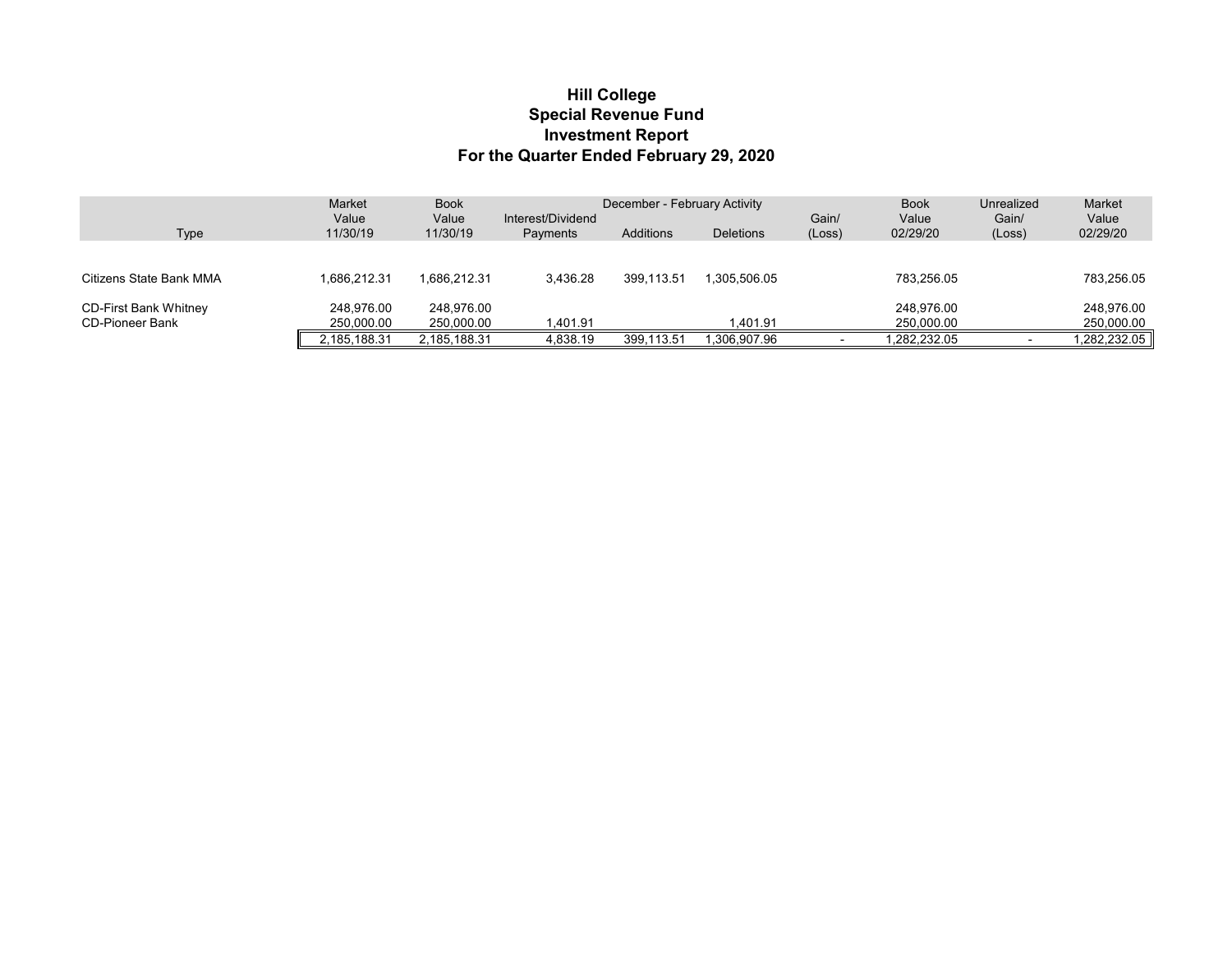# Hill College
## Special Revenue Fund
## Investment Report
## For the Quarter Ended February 29, 2020

| Type | Market Value 11/30/19 | Book Value 11/30/19 | Interest/Dividend Payments | December - February Activity Additions | Deletions | Gain/ (Loss) | Book Value 02/29/20 | Unrealized Gain/ (Loss) | Market Value 02/29/20 |
|---|---|---|---|---|---|---|---|---|---|
| Citizens State Bank MMA | 1,686,212.31 | 1,686,212.31 | 3,436.28 | 399,113.51 | 1,305,506.05 | | 783,256.05 | | 783,256.05 |
| CD-First Bank Whitney | 248,976.00 | 248,976.00 | | | | | 248,976.00 | | 248,976.00 |
| CD-Pioneer Bank | 250,000.00 | 250,000.00 | 1,401.91 | | 1,401.91 | | 250,000.00 | | 250,000.00 |
| | 2,185,188.31 | 2,185,188.31 | 4,838.19 | 399,113.51 | 1,306,907.96 | - | 1,282,232.05 | - | 1,282,232.05 |